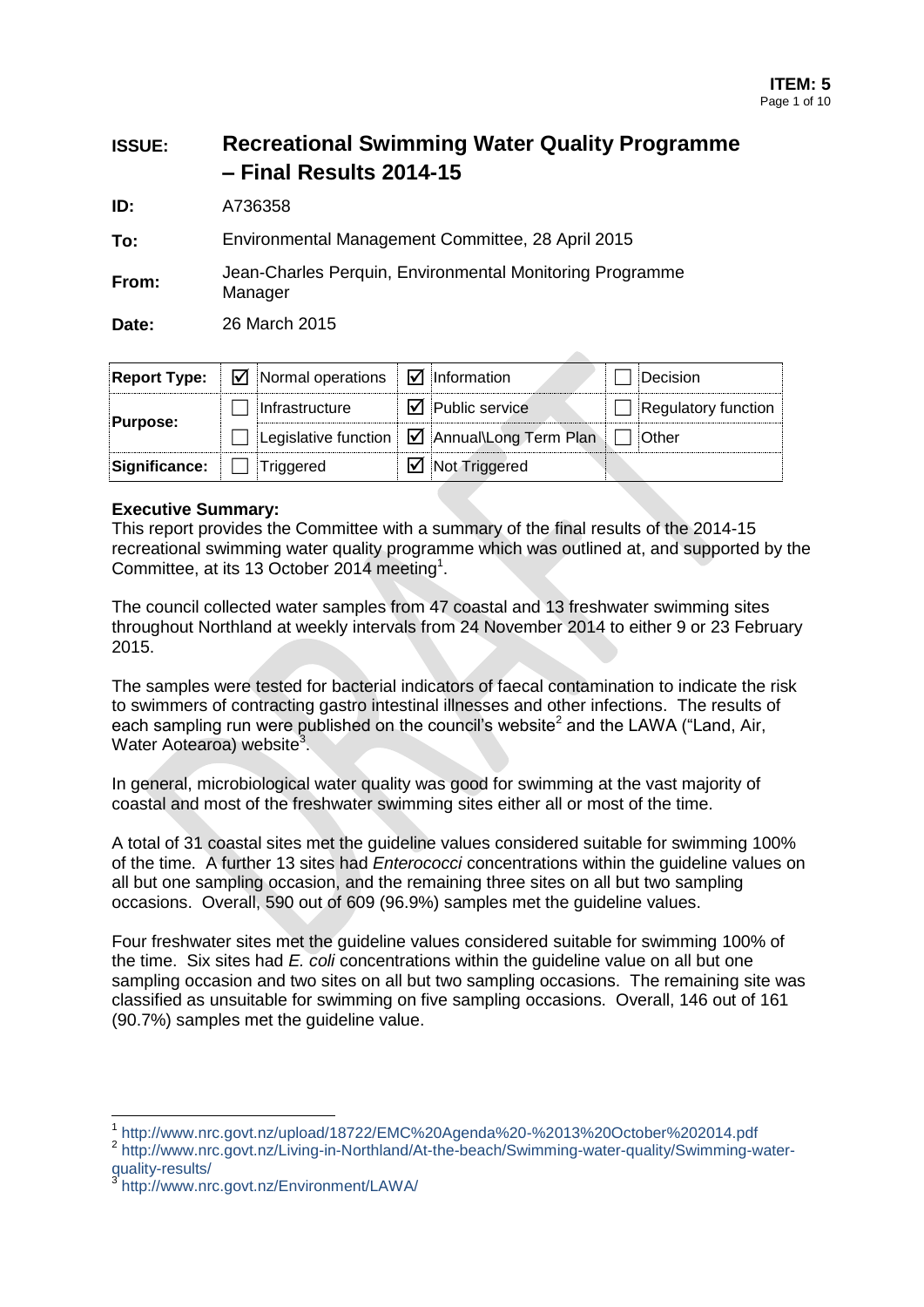**ITEM: 5**

| | |
|---|---|
| **ISSUE:** | **Recreational Swimming Water Quality Programme – Final Results 2014-15** |
| **ID:** | A736358 |
| **To:** | Environmental Management Committee, 28 April 2015 |
| **From:** | Jean-Charles Perquin, Environmental Monitoring Programme Manager |
| **Date:** | 26 March 2015 |

| **Report Type:** | ☑ Normal operations | ☑ Information | ☐ Decision |
|---|---|---|---|
| **Purpose:** | ☐ Infrastructure | ☑ Public service | ☐ Regulatory function |
| | ☐ Legislative function | ☑ Annual\Long Term Plan | ☐ Other |
| **Significance:** | ☐ Triggered | ☑ Not Triggered | |

**Executive Summary:**
This report provides the Committee with a summary of the final results of the 2014-15 recreational swimming water quality programme which was outlined at, and supported by the Committee, at its 13 October 2014 meeting[1].

The council collected water samples from 47 coastal and 13 freshwater swimming sites throughout Northland at weekly intervals from 24 November 2014 to either 9 or 23 February 2015.

The samples were tested for bacterial indicators of faecal contamination to indicate the risk to swimmers of contracting gastro intestinal illnesses and other infections. The results of each sampling run were published on the council's website[2] and the LAWA ("Land, Air, Water Aotearoa) website[3].

In general, microbiological water quality was good for swimming at the vast majority of coastal and most of the freshwater swimming sites either all or most of the time.

A total of 31 coastal sites met the guideline values considered suitable for swimming 100% of the time. A further 13 sites had *Enterococci* concentrations within the guideline values on all but one sampling occasion, and the remaining three sites on all but two sampling occasions. Overall, 590 out of 609 (96.9%) samples met the guideline values.

Four freshwater sites met the guideline values considered suitable for swimming 100% of the time. Six sites had *E. coli* concentrations within the guideline value on all but one sampling occasion and two sites on all but two sampling occasions. The remaining site was classified as unsuitable for swimming on five sampling occasions. Overall, 146 out of 161 (90.7%) samples met the guideline value.

---

[1] http://www.nrc.govt.nz/upload/18722/EMC%20Agenda%20-%2013%20October%202014.pdf
[2] http://www.nrc.govt.nz/Living-in-Northland/At-the-beach/Swimming-water-quality/Swimming-water-quality-results/
[3] http://www.nrc.govt.nz/Environment/LAWA/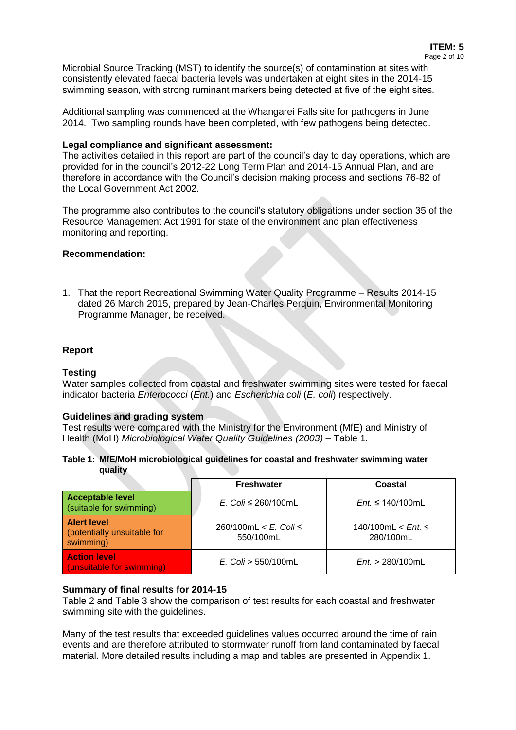Microbial Source Tracking (MST) to identify the source(s) of contamination at sites with consistently elevated faecal bacteria levels was undertaken at eight sites in the 2014-15 swimming season, with strong ruminant markers being detected at five of the eight sites.

Additional sampling was commenced at the Whangarei Falls site for pathogens in June 2014. Two sampling rounds have been completed, with few pathogens being detected.

**Legal compliance and significant assessment:**
The activities detailed in this report are part of the council's day to day operations, which are provided for in the council's 2012-22 Long Term Plan and 2014-15 Annual Plan, and are therefore in accordance with the Council's decision making process and sections 76-82 of the Local Government Act 2002.

The programme also contributes to the council's statutory obligations under section 35 of the Resource Management Act 1991 for state of the environment and plan effectiveness monitoring and reporting.

**Recommendation:**

---

1. That the report Recreational Swimming Water Quality Programme – Results 2014-15 dated 26 March 2015, prepared by Jean-Charles Perquin, Environmental Monitoring Programme Manager, be received.

---

**Report**

**Testing**
Water samples collected from coastal and freshwater swimming sites were tested for faecal indicator bacteria *Enterococci* (*Ent.*) and *Escherichia coli* (*E. coli*) respectively.

**Guidelines and grading system**
Test results were compared with the Ministry for the Environment (MfE) and Ministry of Health (MoH) *Microbiological Water Quality Guidelines (2003)* – Table 1.

**Table 1: MfE/MoH microbiological guidelines for coastal and freshwater swimming water quality**

| | Freshwater | Coastal |
|---|---|---|
| **Acceptable level** (suitable for swimming) | *E. Coli* ≤ 260/100mL | *Ent.* ≤ 140/100mL |
| **Alert level** (potentially unsuitable for swimming) | 260/100mL < *E. Coli* ≤ 550/100mL | 140/100mL < *Ent.* ≤ 280/100mL |
| **Action level** (unsuitable for swimming) | *E. Coli* > 550/100mL | *Ent.* > 280/100mL |

**Summary of final results for 2014-15**
Table 2 and Table 3 show the comparison of test results for each coastal and freshwater swimming site with the guidelines.

Many of the test results that exceeded guidelines values occurred around the time of rain events and are therefore attributed to stormwater runoff from land contaminated by faecal material. More detailed results including a map and tables are presented in Appendix 1.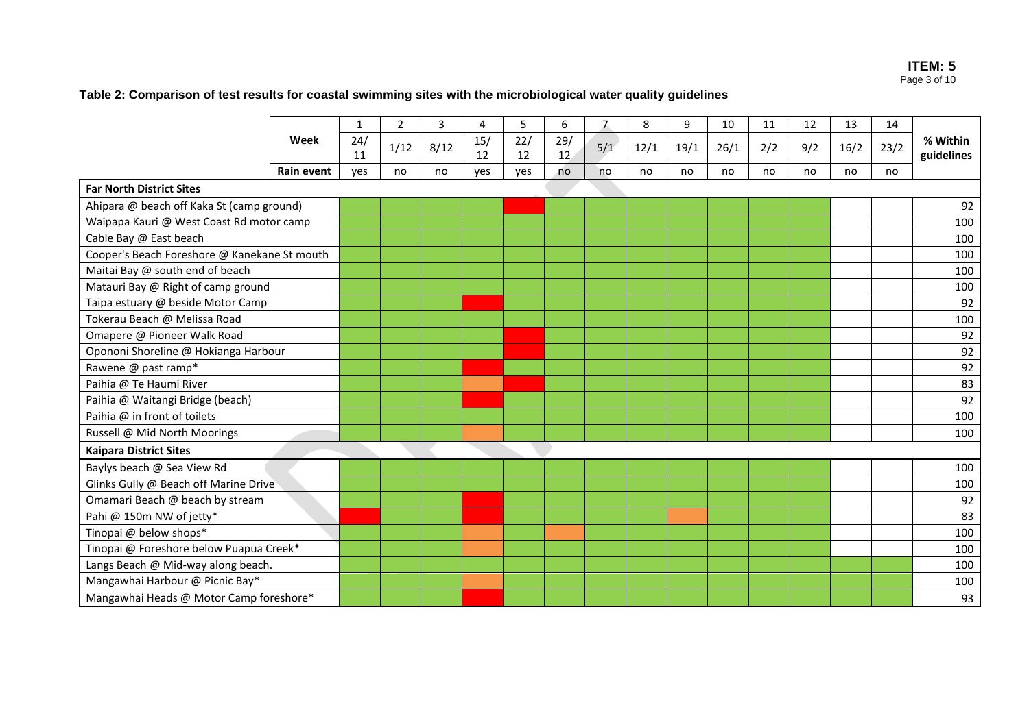**Table 2: Comparison of test results for coastal swimming sites with the microbiological water quality guidelines**

| | Week | 1 | 2 | 3 | 4 | 5 | 6 | 7 | 8 | 9 | 10 | 11 | 12 | 13 | 14 | % Within guidelines |
|---|---|---|---|---|---|---|---|---|---|---|---|---|---|---|---|---|
| | | 24/11 | 1/12 | 8/12 | 15/12 | 22/12 | 29/12 | 5/1 | 12/1 | 19/1 | 26/1 | 2/2 | 9/2 | 16/2 | 23/2 | |
| | Rain event | yes | no | no | yes | yes | no | no | no | no | no | no | no | no | no | |
| **Far North District Sites** | | | | | | | | | | | | | | | | |
| Ahipara @ beach off Kaka St (camp ground) | | Green | Green | Green | Green | Red | Green | Green | Green | Green | Green | Green | Green | | | 92 |
| Waipapa Kauri @ West Coast Rd motor camp | | Green | Green | Green | Green | Green | Green | Green | Green | Green | Green | Green | Green | | | 100 |
| Cable Bay @ East beach | | Green | Green | Green | Green | Green | Green | Green | Green | Green | Green | Green | Green | | | 100 |
| Cooper's Beach Foreshore @ Kanekane St mouth | | Green | Green | Green | Green | Green | Green | Green | Green | Green | Green | Green | Green | | | 100 |
| Maitai Bay @ south end of beach | | Green | Green | Green | Green | Green | Green | Green | Green | Green | Green | Green | Green | | | 100 |
| Matauri Bay @ Right of camp ground | | Green | Green | Green | Green | Green | Green | Green | Green | Green | Green | Green | Green | | | 100 |
| Taipa estuary @ beside Motor Camp | | Green | Green | Green | Red | Green | Green | Green | Green | Green | Green | Green | Green | | | 92 |
| Tokerau Beach @ Melissa Road | | Green | Green | Green | Green | Green | Green | Green | Green | Green | Green | Green | Green | | | 100 |
| Omapere @ Pioneer Walk Road | | Green | Green | Green | Green | Red | Green | Green | Green | Green | Green | Green | Green | | | 92 |
| Opononi Shoreline @ Hokianga Harbour | | Green | Green | Green | Green | Red | Green | Green | Green | Green | Green | Green | Green | | | 92 |
| Rawene @ past ramp* | | Green | Green | Green | Red | Green | Green | Green | Green | Green | Green | Green | Green | | | 92 |
| Paihia @ Te Haumi River | | Green | Green | Green | Orange | Red | Green | Green | Green | Green | Green | Green | Green | | | 83 |
| Paihia @ Waitangi Bridge (beach) | | Green | Green | Green | Red | Green | Green | Green | Green | Green | Green | Green | Green | | | 92 |
| Paihia @ in front of toilets | | Green | Green | Green | Green | Green | Green | Green | Green | Green | Green | Green | Green | | | 100 |
| Russell @ Mid North Moorings | | Green | Green | Green | Orange | Green | Green | Green | Green | Green | Green | Green | Green | | | 100 |
| **Kaipara District Sites** | | | | | | | | | | | | | | | | |
| Baylys beach @ Sea View Rd | | Green | Green | Green | Green | Green | Green | Green | Green | Green | Green | Green | Green | | | 100 |
| Glinks Gully @ Beach off Marine Drive | | Green | Green | Green | Green | Green | Green | Green | Green | Green | Green | Green | Green | | | 100 |
| Omamari Beach @ beach by stream | | Green | Green | Green | Red | Green | Green | Green | Green | Green | Green | Green | Green | | | 92 |
| Pahi @ 150m NW of jetty* | | Red | Green | Green | Red | Green | Green | Green | Green | Orange | Green | Green | Green | | | 83 |
| Tinopai @ below shops* | | Green | Green | Green | Orange | Green | Orange | Green | Green | Green | Green | Green | Green | | | 100 |
| Tinopai @ Foreshore below Puapua Creek* | | Green | Green | Green | Orange | Green | Green | Green | Green | Green | Green | Green | Green | | | 100 |
| Langs Beach @ Mid-way along beach. | | Green | Green | Green | Green | Green | Green | Green | Green | Green | Green | Green | Green | Green | Green | 100 |
| Mangawhai Harbour @ Picnic Bay* | | Green | Green | Green | Orange | Green | Green | Green | Green | Green | Green | Green | Green | Green | Green | 100 |
| Mangawhai Heads @ Motor Camp foreshore* | | Green | Green | Green | Red | Green | Green | Green | Green | Green | Green | Green | Green | Green | Green | 93 |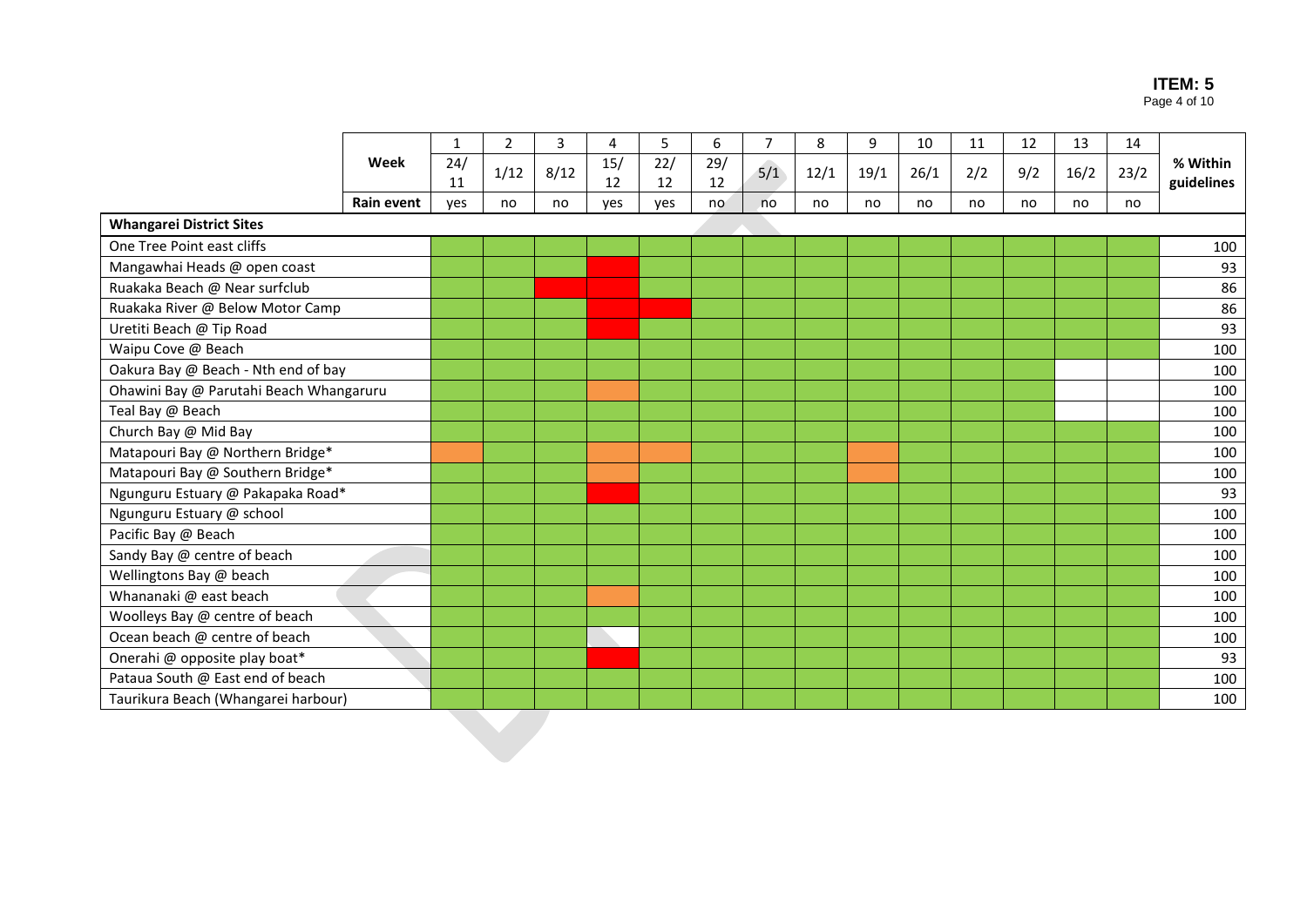| | Week | 1 | 2 | 3 | 4 | 5 | 6 | 7 | 8 | 9 | 10 | 11 | 12 | 13 | 14 | % Within guidelines |
|---|---|---|---|---|---|---|---|---|---|---|---|---|---|---|---|---|
| | | 24/11 | 1/12 | 8/12 | 15/12 | 22/12 | 29/12 | 5/1 | 12/1 | 19/1 | 26/1 | 2/2 | 9/2 | 16/2 | 23/2 | |
| | **Rain event** | yes | no | no | yes | yes | no | no | no | no | no | no | no | no | no | |
| **Whangarei District Sites** | | | | | | | | | | | | | | | | |
| One Tree Point east cliffs | | | | | | | | | | | | | | | | 100 |
| Mangawhai Heads @ open coast | | | | | | | | | | | | | | | | 93 |
| Ruakaka Beach @ Near surfclub | | | | | | | | | | | | | | | | 86 |
| Ruakaka River @ Below Motor Camp | | | | | | | | | | | | | | | | 86 |
| Uretiti Beach @ Tip Road | | | | | | | | | | | | | | | | 93 |
| Waipu Cove @ Beach | | | | | | | | | | | | | | | | 100 |
| Oakura Bay @ Beach - Nth end of bay | | | | | | | | | | | | | | | | 100 |
| Ohawini Bay @ Parutahi Beach Whangaruru | | | | | | | | | | | | | | | | 100 |
| Teal Bay @ Beach | | | | | | | | | | | | | | | | 100 |
| Church Bay @ Mid Bay | | | | | | | | | | | | | | | | 100 |
| Matapouri Bay @ Northern Bridge* | | | | | | | | | | | | | | | | 100 |
| Matapouri Bay @ Southern Bridge* | | | | | | | | | | | | | | | | 100 |
| Ngunguru Estuary @ Pakapaka Road* | | | | | | | | | | | | | | | | 93 |
| Ngunguru Estuary @ school | | | | | | | | | | | | | | | | 100 |
| Pacific Bay @ Beach | | | | | | | | | | | | | | | | 100 |
| Sandy Bay @ centre of beach | | | | | | | | | | | | | | | | 100 |
| Wellingtons Bay @ beach | | | | | | | | | | | | | | | | 100 |
| Whananaki @ east beach | | | | | | | | | | | | | | | | 100 |
| Woolleys Bay @ centre of beach | | | | | | | | | | | | | | | | 100 |
| Ocean beach @ centre of beach | | | | | | | | | | | | | | | | 100 |
| Onerahi @ opposite play boat* | | | | | | | | | | | | | | | | 93 |
| Pataua South @ East end of beach | | | | | | | | | | | | | | | | 100 |
| Taurikura Beach (Whangarei harbour) | | | | | | | | | | | | | | | | 100 |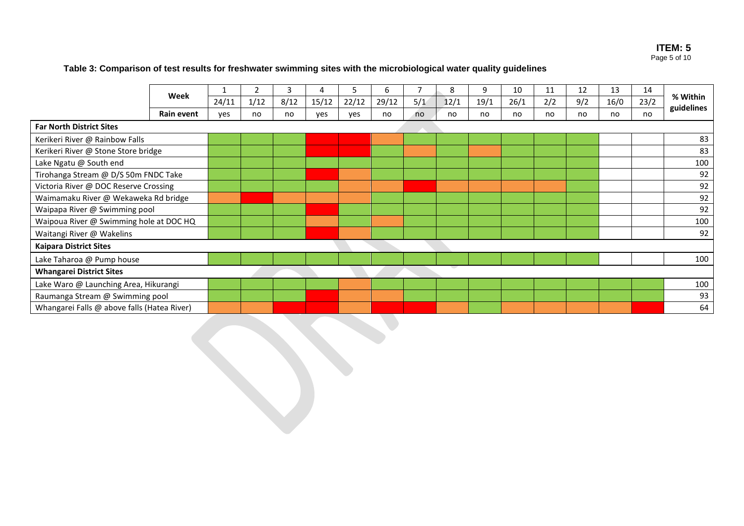**ITEM: 5**

**Table 3: Comparison of test results for freshwater swimming sites with the microbiological water quality guidelines**

| | Week | 1 | 2 | 3 | 4 | 5 | 6 | 7 | 8 | 9 | 10 | 11 | 12 | 13 | 14 | % Within guidelines |
|---|---|---|---|---|---|---|---|---|---|---|---|---|---|---|---|---|
| | | 24/11 | 1/12 | 8/12 | 15/12 | 22/12 | 29/12 | 5/1 | 12/1 | 19/1 | 26/1 | 2/2 | 9/2 | 16/0 | 23/2 | |
| | Rain event | yes | no | no | yes | yes | no | no | no | no | no | no | no | no | no | |
| **Far North District Sites** | | | | | | | | | | | | | | | | |
| Kerikeri River @ Rainbow Falls | | | | | | | | | | | | | | | | 83 |
| Kerikeri River @ Stone Store bridge | | | | | | | | | | | | | | | | 83 |
| Lake Ngatu @ South end | | | | | | | | | | | | | | | | 100 |
| Tirohanga Stream @ D/S 50m FNDC Take | | | | | | | | | | | | | | | | 92 |
| Victoria River @ DOC Reserve Crossing | | | | | | | | | | | | | | | | 92 |
| Waimamaku River @ Wekaweka Rd bridge | | | | | | | | | | | | | | | | 92 |
| Waipapa River @ Swimming pool | | | | | | | | | | | | | | | | 92 |
| Waipoua River @ Swimming hole at DOC HQ | | | | | | | | | | | | | | | | 100 |
| Waitangi River @ Wakelins | | | | | | | | | | | | | | | | 92 |
| **Kaipara District Sites** | | | | | | | | | | | | | | | | |
| Lake Taharoa @ Pump house | | | | | | | | | | | | | | | | 100 |
| **Whangarei District Sites** | | | | | | | | | | | | | | | | |
| Lake Waro @ Launching Area, Hikurangi | | | | | | | | | | | | | | | | 100 |
| Raumanga Stream @ Swimming pool | | | | | | | | | | | | | | | | 93 |
| Whangarei Falls @ above falls (Hatea River) | | | | | | | | | | | | | | | | 64 |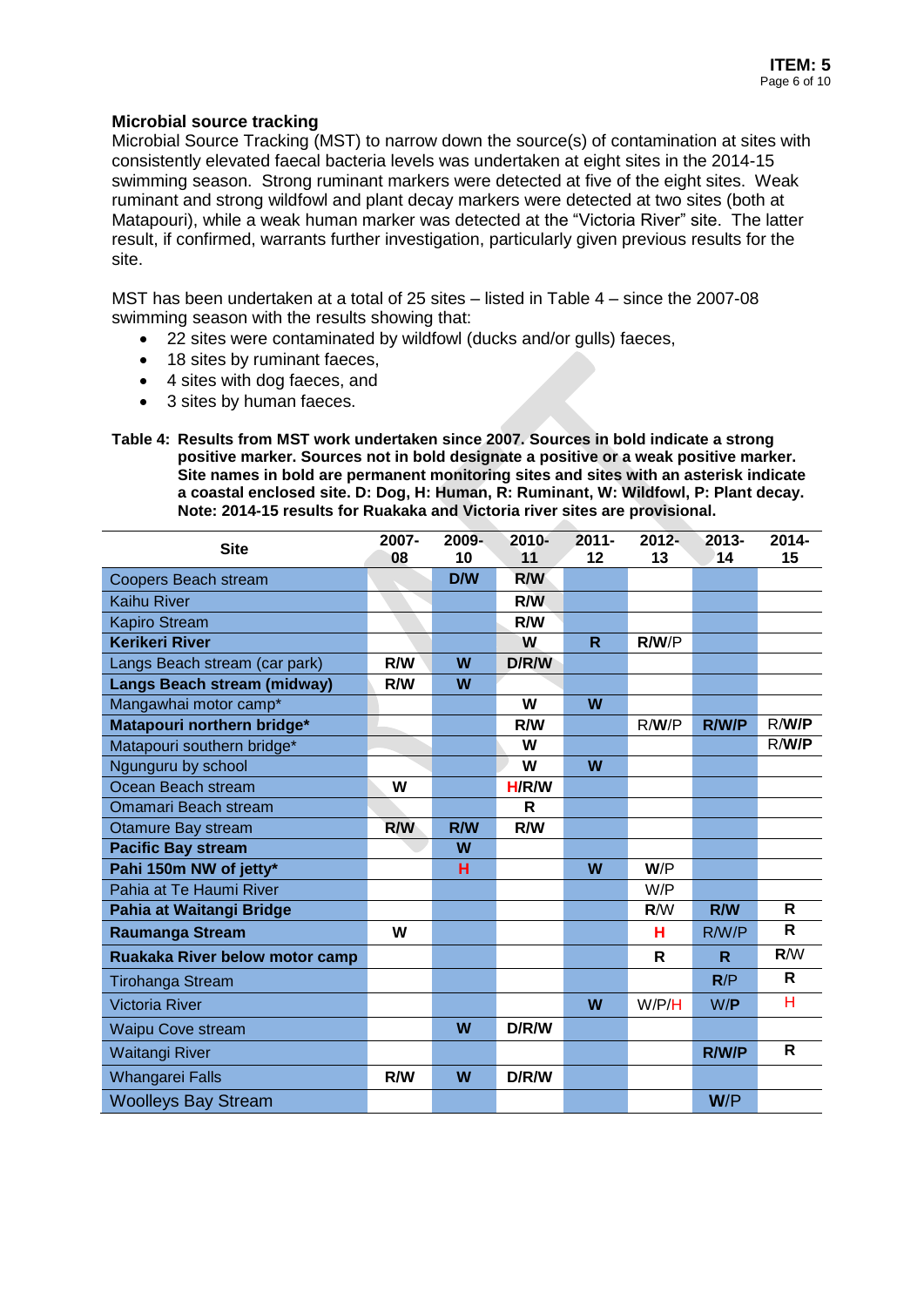## Microbial source tracking

Microbial Source Tracking (MST) to narrow down the source(s) of contamination at sites with consistently elevated faecal bacteria levels was undertaken at eight sites in the 2014-15 swimming season. Strong ruminant markers were detected at five of the eight sites. Weak ruminant and strong wildfowl and plant decay markers were detected at two sites (both at Matapouri), while a weak human marker was detected at the "Victoria River" site. The latter result, if confirmed, warrants further investigation, particularly given previous results for the site.

MST has been undertaken at a total of 25 sites – listed in Table 4 – since the 2007-08 swimming season with the results showing that:

- 22 sites were contaminated by wildfowl (ducks and/or gulls) faeces,
- 18 sites by ruminant faeces,
- 4 sites with dog faeces, and
- 3 sites by human faeces.

**Table 4: Results from MST work undertaken since 2007. Sources in bold indicate a strong positive marker. Sources not in bold designate a positive or a weak positive marker. Site names in bold are permanent monitoring sites and sites with an asterisk indicate a coastal enclosed site. D: Dog, H: Human, R: Ruminant, W: Wildfowl, P: Plant decay. Note: 2014-15 results for Ruakaka and Victoria river sites are provisional.**

| Site | 2007-08 | 2009-10 | 2010-11 | 2011-12 | 2012-13 | 2013-14 | 2014-15 |
|---|---|---|---|---|---|---|---|
| Coopers Beach stream | | **D/W** | **R/W** | | | | |
| Kaihu River | | | **R/W** | | | | |
| Kapiro Stream | | | **R/W** | | | | |
| **Kerikeri River** | | | **W** | **R** | **R/W**/P | | |
| Langs Beach stream (car park) | **R/W** | **W** | **D/R/W** | | | | |
| **Langs Beach stream (midway)** | **R/W** | **W** | | | | | |
| Mangawhai motor camp* | | | **W** | **W** | | | |
| **Matapouri northern bridge*** | | | **R/W** | | R/**W**/P | **R/W/P** | R/**W/P** |
| Matapouri southern bridge* | | | **W** | | | | R/**W/P** |
| Ngunguru by school | | | **W** | **W** | | | |
| Ocean Beach stream | **W** | | **H/R/W** | | | | |
| Omamari Beach stream | | | **R** | | | | |
| Otamure Bay stream | **R/W** | **R/W** | **R/W** | | | | |
| **Pacific Bay stream** | | **W** | | | | | |
| **Pahi 150m NW of jetty*** | | **H** | | **W** | **W**/P | | |
| Pahia at Te Haumi River | | | | | W/P | | |
| **Pahia at Waitangi Bridge** | | | | | **R**/W | **R/W** | **R** |
| **Raumanga Stream** | **W** | | | | **H** | R/W/P | **R** |
| **Ruakaka River below motor camp** | | | | | **R** | **R** | **R**/W |
| Tirohanga Stream | | | | | | **R**/P | **R** |
| Victoria River | | | | **W** | W/P/H | W/**P** | H |
| Waipu Cove stream | | **W** | **D/R/W** | | | | |
| Waitangi River | | | | | | **R/W/P** | **R** |
| Whangarei Falls | **R/W** | **W** | **D/R/W** | | | | |
| Woolleys Bay Stream | | | | | | **W**/P | |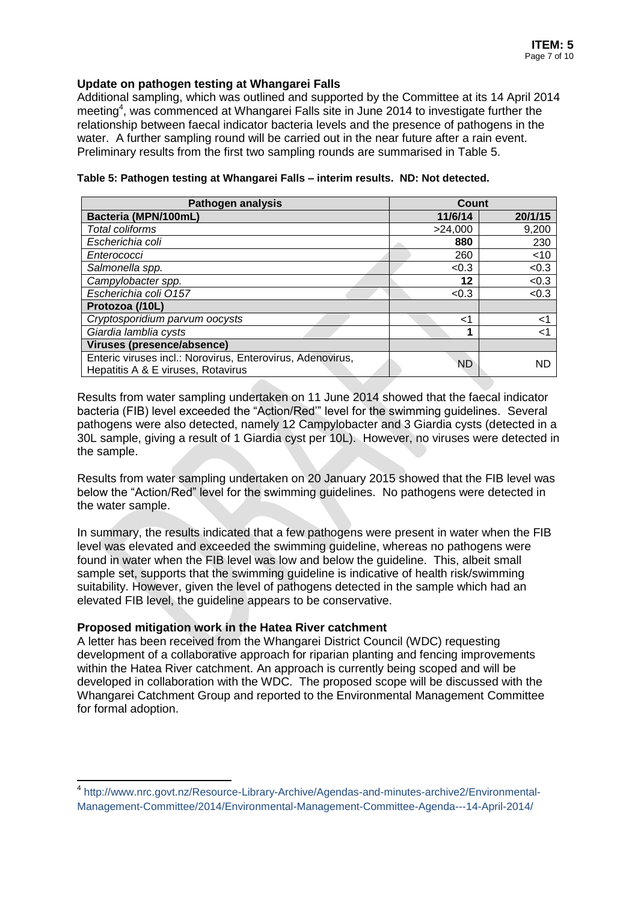### Update on pathogen testing at Whangarei Falls

Additional sampling, which was outlined and supported by the Committee at its 14 April 2014 meeting[4], was commenced at Whangarei Falls site in June 2014 to investigate further the relationship between faecal indicator bacteria levels and the presence of pathogens in the water. A further sampling round will be carried out in the near future after a rain event. Preliminary results from the first two sampling rounds are summarised in Table 5.

**Table 5: Pathogen testing at Whangarei Falls – interim results. ND: Not detected.**

| Pathogen analysis | Count | |
|---|---|---|
| **Bacteria (MPN/100mL)** | **11/6/14** | **20/1/15** |
| *Total coliforms* | >24,000 | 9,200 |
| *Escherichia coli* | **880** | 230 |
| *Enterococci* | 260 | <10 |
| *Salmonella spp.* | <0.3 | <0.3 |
| *Campylobacter spp.* | **12** | <0.3 |
| *Escherichia coli O157* | <0.3 | <0.3 |
| **Protozoa (/10L)** | | |
| *Cryptosporidium parvum oocysts* | <1 | <1 |
| *Giardia lamblia cysts* | **1** | <1 |
| **Viruses (presence/absence)** | | |
| Enteric viruses incl.: Norovirus, Enterovirus, Adenovirus, Hepatitis A & E viruses, Rotavirus | ND | ND |

Results from water sampling undertaken on 11 June 2014 showed that the faecal indicator bacteria (FIB) level exceeded the "Action/Red'" level for the swimming guidelines. Several pathogens were also detected, namely 12 Campylobacter and 3 Giardia cysts (detected in a 30L sample, giving a result of 1 Giardia cyst per 10L). However, no viruses were detected in the sample.

Results from water sampling undertaken on 20 January 2015 showed that the FIB level was below the "Action/Red" level for the swimming guidelines. No pathogens were detected in the water sample.

In summary, the results indicated that a few pathogens were present in water when the FIB level was elevated and exceeded the swimming guideline, whereas no pathogens were found in water when the FIB level was low and below the guideline. This, albeit small sample set, supports that the swimming guideline is indicative of health risk/swimming suitability. However, given the level of pathogens detected in the sample which had an elevated FIB level, the guideline appears to be conservative.

### Proposed mitigation work in the Hatea River catchment

A letter has been received from the Whangarei District Council (WDC) requesting development of a collaborative approach for riparian planting and fencing improvements within the Hatea River catchment. An approach is currently being scoped and will be developed in collaboration with the WDC. The proposed scope will be discussed with the Whangarei Catchment Group and reported to the Environmental Management Committee for formal adoption.

---

[4] http://www.nrc.govt.nz/Resource-Library-Archive/Agendas-and-minutes-archive2/Environmental-Management-Committee/2014/Environmental-Management-Committee-Agenda---14-April-2014/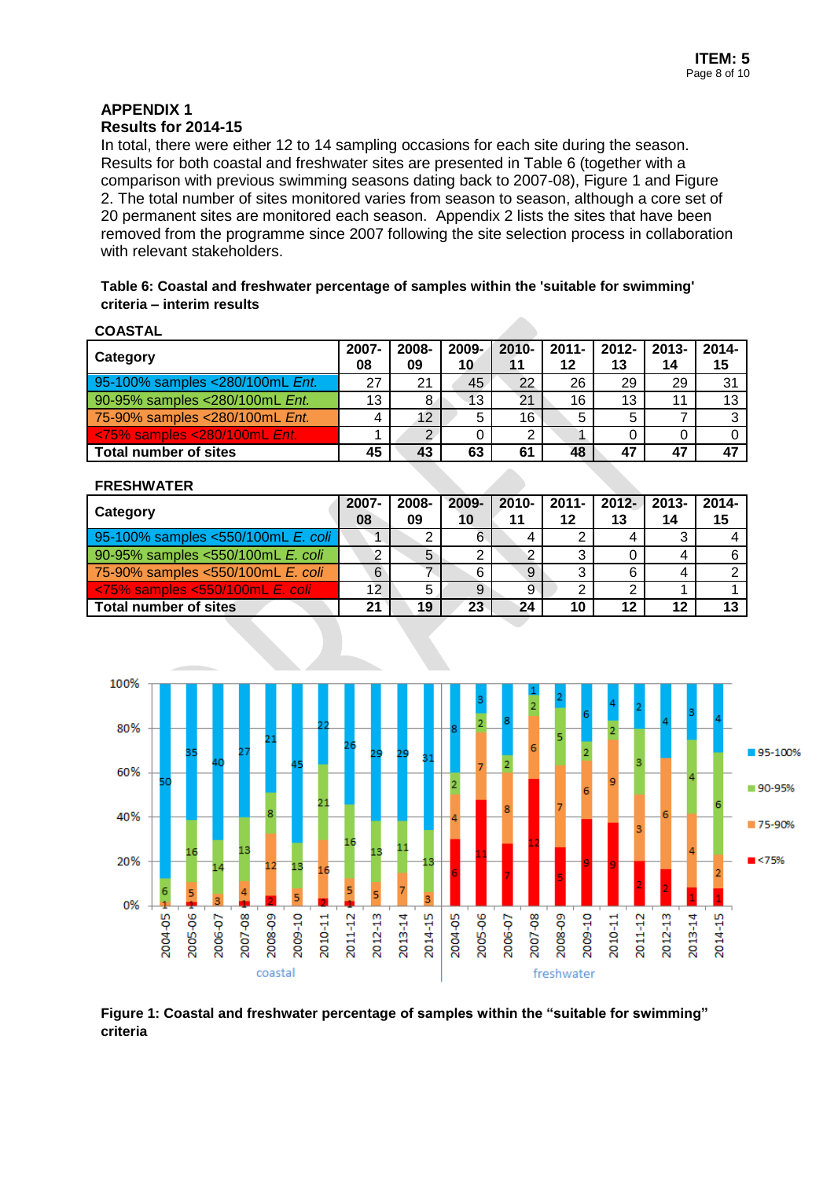## APPENDIX 1

### Results for 2014-15

In total, there were either 12 to 14 sampling occasions for each site during the season. Results for both coastal and freshwater sites are presented in Table 6 (together with a comparison with previous swimming seasons dating back to 2007-08), Figure 1 and Figure 2. The total number of sites monitored varies from season to season, although a core set of 20 permanent sites are monitored each season. Appendix 2 lists the sites that have been removed from the programme since 2007 following the site selection process in collaboration with relevant stakeholders.

**Table 6: Coastal and freshwater percentage of samples within the 'suitable for swimming' criteria – interim results**

**COASTAL**

| Category | 2007-08 | 2008-09 | 2009-10 | 2010-11 | 2011-12 | 2012-13 | 2013-14 | 2014-15 |
|---|---|---|---|---|---|---|---|---|
| 95-100% samples <280/100mL *Ent.* | 27 | 21 | 45 | 22 | 26 | 29 | 29 | 31 |
| 90-95% samples <280/100mL *Ent.* | 13 | 8 | 13 | 21 | 16 | 13 | 11 | 13 |
| 75-90% samples <280/100mL *Ent.* | 4 | 12 | 5 | 16 | 5 | 5 | 7 | 3 |
| <75% samples <280/100mL *Ent.* | 1 | 2 | 0 | 2 | 1 | 0 | 0 | 0 |
| **Total number of sites** | **45** | **43** | **63** | **61** | **48** | **47** | **47** | **47** |

**FRESHWATER**

| Category | 2007-08 | 2008-09 | 2009-10 | 2010-11 | 2011-12 | 2012-13 | 2013-14 | 2014-15 |
|---|---|---|---|---|---|---|---|---|
| 95-100% samples <550/100mL *E. coli* | 1 | 2 | 6 | 4 | 2 | 4 | 3 | 4 |
| 90-95% samples <550/100mL *E. coli* | 2 | 5 | 2 | 2 | 3 | 0 | 4 | 6 |
| 75-90% samples <550/100mL *E. coli* | 6 | 7 | 6 | 9 | 3 | 6 | 4 | 2 |
| <75% samples <550/100mL *E. coli* | 12 | 5 | 9 | 9 | 2 | 2 | 1 | 1 |
| **Total number of sites** | **21** | **19** | **23** | **24** | **10** | **12** | **12** | **13** |

**Figure 1: Coastal and freshwater percentage of samples within the "suitable for swimming" criteria**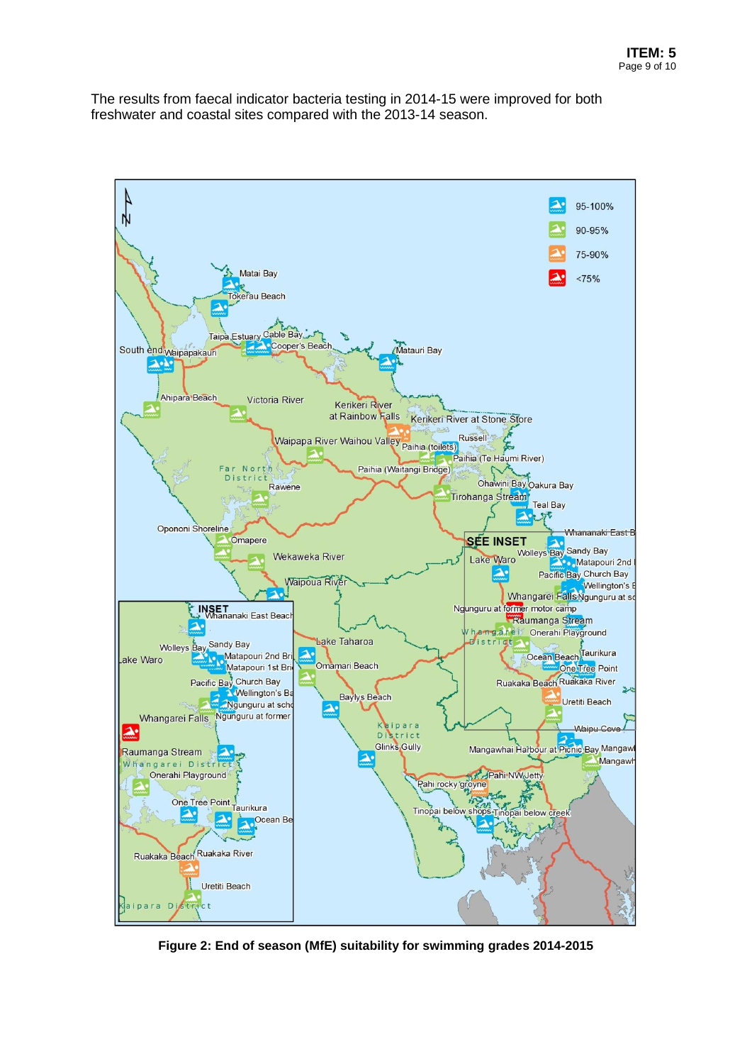The results from faecal indicator bacteria testing in 2014-15 were improved for both freshwater and coastal sites compared with the 2013-14 season.

**Figure 2: End of season (MfE) suitability for swimming grades 2014-2015**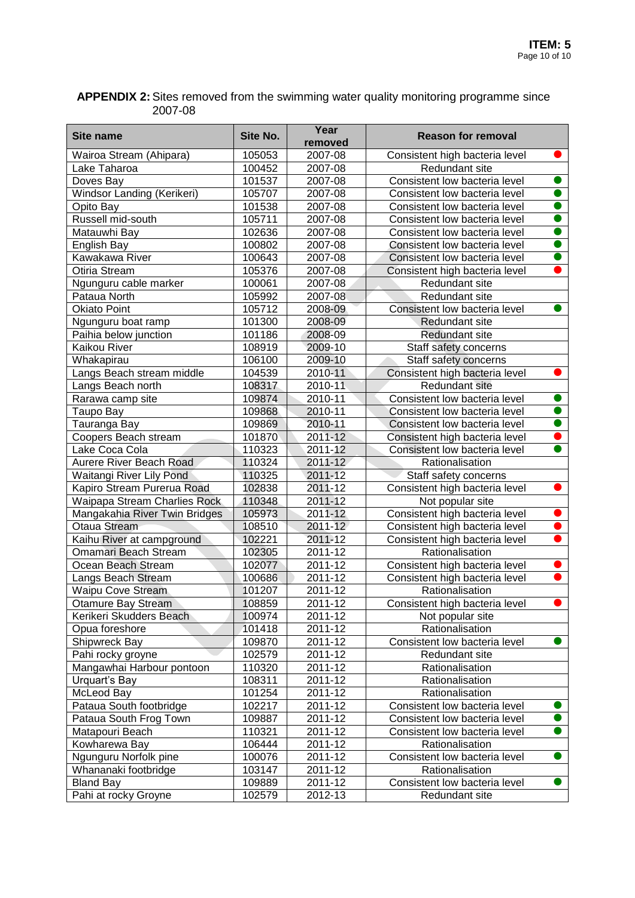**APPENDIX 2:** Sites removed from the swimming water quality monitoring programme since 2007-08

| Site name | Site No. | Year removed | Reason for removal |
|---|---|---|---|
| Wairoa Stream (Ahipara) | 105053 | 2007-08 | Consistent high bacteria level |
| Lake Taharoa | 100452 | 2007-08 | Redundant site |
| Doves Bay | 101537 | 2007-08 | Consistent low bacteria level |
| Windsor Landing (Kerikeri) | 105707 | 2007-08 | Consistent low bacteria level |
| Opito Bay | 101538 | 2007-08 | Consistent low bacteria level |
| Russell mid-south | 105711 | 2007-08 | Consistent low bacteria level |
| Matauwhi Bay | 102636 | 2007-08 | Consistent low bacteria level |
| English Bay | 100802 | 2007-08 | Consistent low bacteria level |
| Kawakawa River | 100643 | 2007-08 | Consistent low bacteria level |
| Otiria Stream | 105376 | 2007-08 | Consistent high bacteria level |
| Ngunguru cable marker | 100061 | 2007-08 | Redundant site |
| Pataua North | 105992 | 2007-08 | Redundant site |
| Okiato Point | 105712 | 2008-09 | Consistent low bacteria level |
| Ngunguru boat ramp | 101300 | 2008-09 | Redundant site |
| Paihia below junction | 101186 | 2008-09 | Redundant site |
| Kaikou River | 108919 | 2009-10 | Staff safety concerns |
| Whakapirau | 106100 | 2009-10 | Staff safety concerns |
| Langs Beach stream middle | 104539 | 2010-11 | Consistent high bacteria level |
| Langs Beach north | 108317 | 2010-11 | Redundant site |
| Rarawa camp site | 109874 | 2010-11 | Consistent low bacteria level |
| Taupo Bay | 109868 | 2010-11 | Consistent low bacteria level |
| Tauranga Bay | 109869 | 2010-11 | Consistent low bacteria level |
| Coopers Beach stream | 101870 | 2011-12 | Consistent high bacteria level |
| Lake Coca Cola | 110323 | 2011-12 | Consistent low bacteria level |
| Aurere River Beach Road | 110324 | 2011-12 | Rationalisation |
| Waitangi River Lily Pond | 110325 | 2011-12 | Staff safety concerns |
| Kapiro Stream Purerua Road | 102838 | 2011-12 | Consistent high bacteria level |
| Waipapa Stream Charlies Rock | 110348 | 2011-12 | Not popular site |
| Mangakahia River Twin Bridges | 105973 | 2011-12 | Consistent high bacteria level |
| Otaua Stream | 108510 | 2011-12 | Consistent high bacteria level |
| Kaihu River at campground | 102221 | 2011-12 | Consistent high bacteria level |
| Omamari Beach Stream | 102305 | 2011-12 | Rationalisation |
| Ocean Beach Stream | 102077 | 2011-12 | Consistent high bacteria level |
| Langs Beach Stream | 100686 | 2011-12 | Consistent high bacteria level |
| Waipu Cove Stream | 101207 | 2011-12 | Rationalisation |
| Otamure Bay Stream | 108859 | 2011-12 | Consistent high bacteria level |
| Kerikeri Skudders Beach | 100974 | 2011-12 | Not popular site |
| Opua foreshore | 101418 | 2011-12 | Rationalisation |
| Shipwreck Bay | 109870 | 2011-12 | Consistent low bacteria level |
| Pahi rocky groyne | 102579 | 2011-12 | Redundant site |
| Mangawhai Harbour pontoon | 110320 | 2011-12 | Rationalisation |
| Urquart's Bay | 108311 | 2011-12 | Rationalisation |
| McLeod Bay | 101254 | 2011-12 | Rationalisation |
| Pataua South footbridge | 102217 | 2011-12 | Consistent low bacteria level |
| Pataua South Frog Town | 109887 | 2011-12 | Consistent low bacteria level |
| Matapouri Beach | 110321 | 2011-12 | Consistent low bacteria level |
| Kowharewa Bay | 106444 | 2011-12 | Rationalisation |
| Ngunguru Norfolk pine | 100076 | 2011-12 | Consistent low bacteria level |
| Whananaki footbridge | 103147 | 2011-12 | Rationalisation |
| Bland Bay | 109889 | 2011-12 | Consistent low bacteria level |
| Pahi at rocky Groyne | 102579 | 2012-13 | Redundant site |